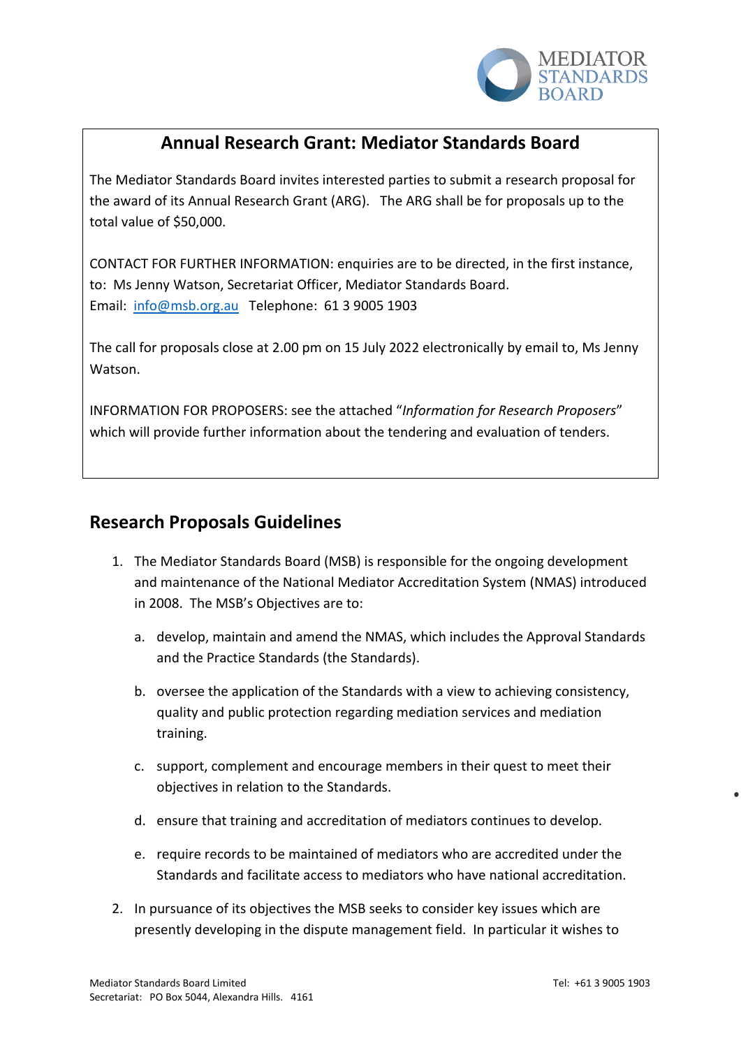MEDIATOR STANDARDS BOARD

## Annual Research Grant: Mediator Standards Board

The Mediator Standards Board invites interested parties to submit a research proposal for the award of its Annual Research Grant (ARG). The ARG shall be for proposals up to the total value of $50,000.

CONTACT FOR FURTHER INFORMATION: enquiries are to be directed, in the first instance, to: Ms Jenny Watson, Secretariat Officer, Mediator Standards Board.
Email: [info@msb.org.au](mailto:info@msb.org.au) Telephone: 61 3 9005 1903

The call for proposals close at 2.00 pm on 15 July 2022 electronically by email to, Ms Jenny Watson.

INFORMATION FOR PROPOSERS: see the attached "*Information for Research Proposers*" which will provide further information about the tendering and evaluation of tenders.

## Research Proposals Guidelines

1. The Mediator Standards Board (MSB) is responsible for the ongoing development and maintenance of the National Mediator Accreditation System (NMAS) introduced in 2008. The MSB's Objectives are to:

   a. develop, maintain and amend the NMAS, which includes the Approval Standards and the Practice Standards (the Standards).

   b. oversee the application of the Standards with a view to achieving consistency, quality and public protection regarding mediation services and mediation training.

   c. support, complement and encourage members in their quest to meet their objectives in relation to the Standards.

   d. ensure that training and accreditation of mediators continues to develop.

   e. require records to be maintained of mediators who are accredited under the Standards and facilitate access to mediators who have national accreditation.

2. In pursuance of its objectives the MSB seeks to consider key issues which are presently developing in the dispute management field. In particular it wishes to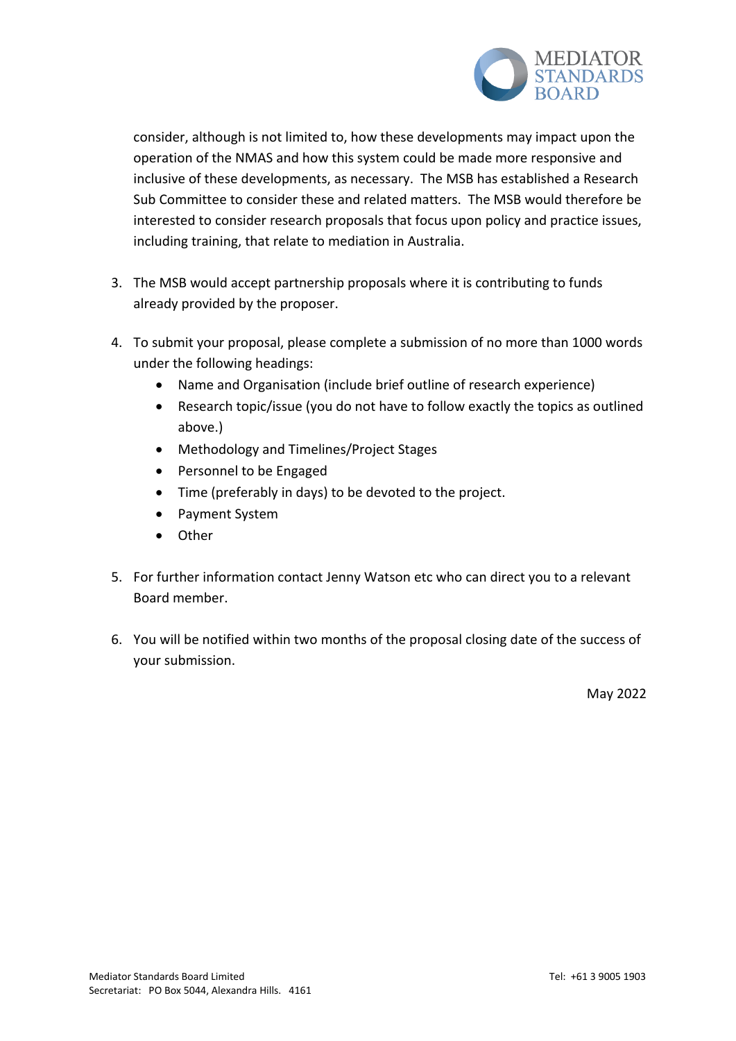consider, although is not limited to, how these developments may impact upon the operation of the NMAS and how this system could be made more responsive and inclusive of these developments, as necessary. The MSB has established a Research Sub Committee to consider these and related matters. The MSB would therefore be interested to consider research proposals that focus upon policy and practice issues, including training, that relate to mediation in Australia.

3. The MSB would accept partnership proposals where it is contributing to funds already provided by the proposer.

4. To submit your proposal, please complete a submission of no more than 1000 words under the following headings:
   - Name and Organisation (include brief outline of research experience)
   - Research topic/issue (you do not have to follow exactly the topics as outlined above.)
   - Methodology and Timelines/Project Stages
   - Personnel to be Engaged
   - Time (preferably in days) to be devoted to the project.
   - Payment System
   - Other

5. For further information contact Jenny Watson etc who can direct you to a relevant Board member.

6. You will be notified within two months of the proposal closing date of the success of your submission.

May 2022